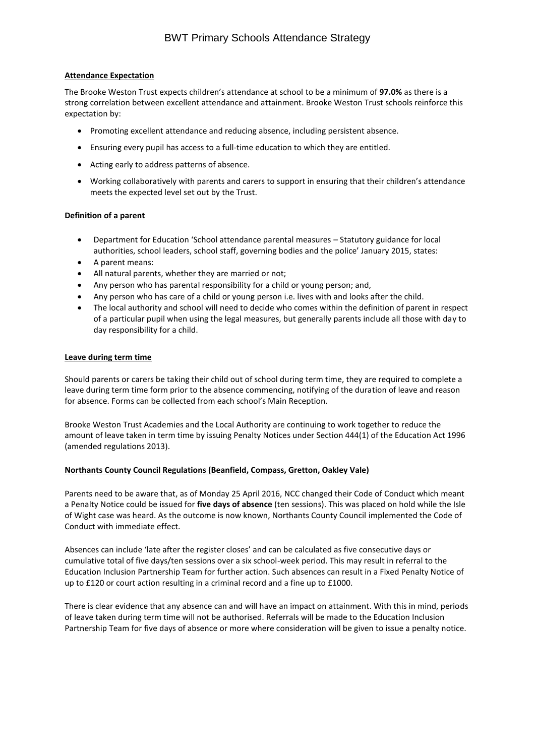# BWT Primary Schools Attendance Strategy

**Attendance Expectation**

The Brooke Weston Trust expects children's attendance at school to be a minimum of **97.0%** as there is a strong correlation between excellent attendance and attainment. Brooke Weston Trust schools reinforce this expectation by:

- Promoting excellent attendance and reducing absence, including persistent absence.
- Ensuring every pupil has access to a full-time education to which they are entitled.
- Acting early to address patterns of absence.
- Working collaboratively with parents and carers to support in ensuring that their children's attendance meets the expected level set out by the Trust.

**Definition of a parent**

- Department for Education 'School attendance parental measures – Statutory guidance for local authorities, school leaders, school staff, governing bodies and the police' January 2015, states:
- A parent means:
- All natural parents, whether they are married or not;
- Any person who has parental responsibility for a child or young person; and,
- Any person who has care of a child or young person i.e. lives with and looks after the child.
- The local authority and school will need to decide who comes within the definition of parent in respect of a particular pupil when using the legal measures, but generally parents include all those with day to day responsibility for a child.

**Leave during term time**

Should parents or carers be taking their child out of school during term time, they are required to complete a leave during term time form prior to the absence commencing, notifying of the duration of leave and reason for absence. Forms can be collected from each school's Main Reception.

Brooke Weston Trust Academies and the Local Authority are continuing to work together to reduce the amount of leave taken in term time by issuing Penalty Notices under Section 444(1) of the Education Act 1996 (amended regulations 2013).

**Northants County Council Regulations (Beanfield, Compass, Gretton, Oakley Vale)**

Parents need to be aware that, as of Monday 25 April 2016, NCC changed their Code of Conduct which meant a Penalty Notice could be issued for **five days of absence** (ten sessions). This was placed on hold while the Isle of Wight case was heard. As the outcome is now known, Northants County Council implemented the Code of Conduct with immediate effect.

Absences can include 'late after the register closes' and can be calculated as five consecutive days or cumulative total of five days/ten sessions over a six school-week period. This may result in referral to the Education Inclusion Partnership Team for further action. Such absences can result in a Fixed Penalty Notice of up to £120 or court action resulting in a criminal record and a fine up to £1000.

There is clear evidence that any absence can and will have an impact on attainment. With this in mind, periods of leave taken during term time will not be authorised. Referrals will be made to the Education Inclusion Partnership Team for five days of absence or more where consideration will be given to issue a penalty notice.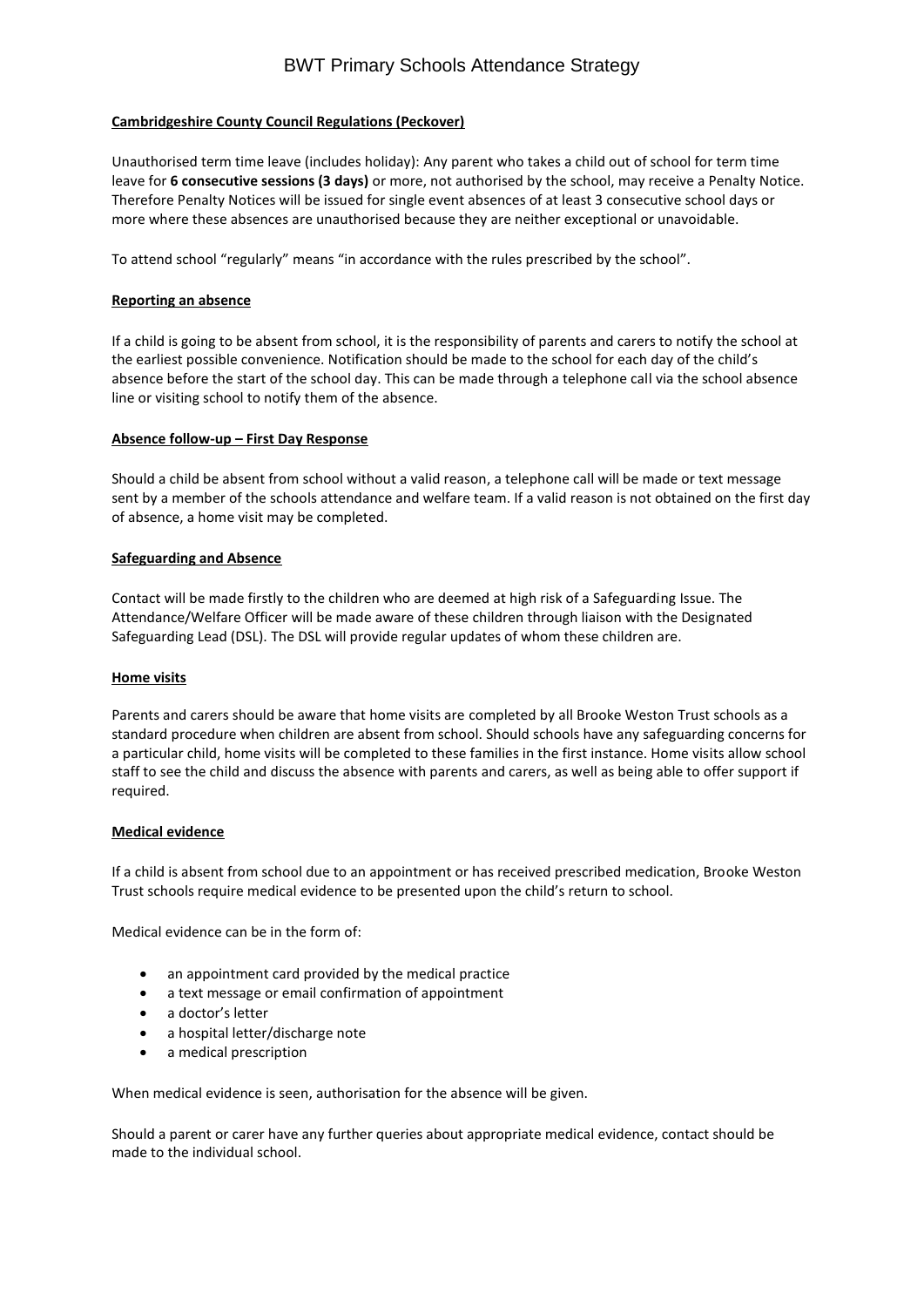**Cambridgeshire County Council Regulations (Peckover)**

Unauthorised term time leave (includes holiday): Any parent who takes a child out of school for term time leave for **6 consecutive sessions (3 days)** or more, not authorised by the school, may receive a Penalty Notice. Therefore Penalty Notices will be issued for single event absences of at least 3 consecutive school days or more where these absences are unauthorised because they are neither exceptional or unavoidable.

To attend school "regularly" means "in accordance with the rules prescribed by the school".

**Reporting an absence**

If a child is going to be absent from school, it is the responsibility of parents and carers to notify the school at the earliest possible convenience. Notification should be made to the school for each day of the child's absence before the start of the school day. This can be made through a telephone call via the school absence line or visiting school to notify them of the absence.

**Absence follow-up – First Day Response**

Should a child be absent from school without a valid reason, a telephone call will be made or text message sent by a member of the schools attendance and welfare team. If a valid reason is not obtained on the first day of absence, a home visit may be completed.

**Safeguarding and Absence**

Contact will be made firstly to the children who are deemed at high risk of a Safeguarding Issue. The Attendance/Welfare Officer will be made aware of these children through liaison with the Designated Safeguarding Lead (DSL). The DSL will provide regular updates of whom these children are.

**Home visits**

Parents and carers should be aware that home visits are completed by all Brooke Weston Trust schools as a standard procedure when children are absent from school. Should schools have any safeguarding concerns for a particular child, home visits will be completed to these families in the first instance. Home visits allow school staff to see the child and discuss the absence with parents and carers, as well as being able to offer support if required.

**Medical evidence**

If a child is absent from school due to an appointment or has received prescribed medication, Brooke Weston Trust schools require medical evidence to be presented upon the child's return to school.

Medical evidence can be in the form of:

- an appointment card provided by the medical practice
- a text message or email confirmation of appointment
- a doctor's letter
- a hospital letter/discharge note
- a medical prescription

When medical evidence is seen, authorisation for the absence will be given.

Should a parent or carer have any further queries about appropriate medical evidence, contact should be made to the individual school.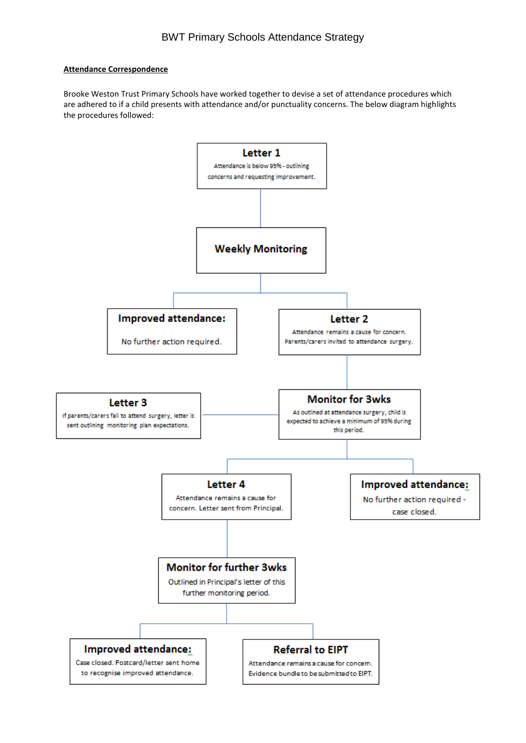**Attendance Correspondence**

Brooke Weston Trust Primary Schools have worked together to devise a set of attendance procedures which are adhered to if a child presents with attendance and/or punctuality concerns. The below diagram highlights the procedures followed:

**Letter 1**
Attendance is below 95% - outlining concerns and requesting improvement.

**Weekly Monitoring**

**Improved attendance:**
No further action required.

**Letter 2**
Attendance remains a cause for concern. Parents/carers invited to attendance surgery.

**Letter 3**
If parents/carers fail to attend surgery, letter is sent outlining monitoring plan expectations.

**Monitor for 3wks**
As outlined at attendance surgery, child is expected to achieve a minimum of 95% during this period.

**Letter 4**
Attendance remains a cause for concern. Letter sent from Principal.

**Improved attendance:**
No further action required - case closed.

**Monitor for further 3wks**
Outlined in Principal's letter of this further monitoring period.

**Improved attendance:**
Case closed. Postcard/letter sent home to recognise improved attendance.

**Referral to EIPT**
Attendance remains a cause for concern. Evidence bundle to be submitted to EIPT.